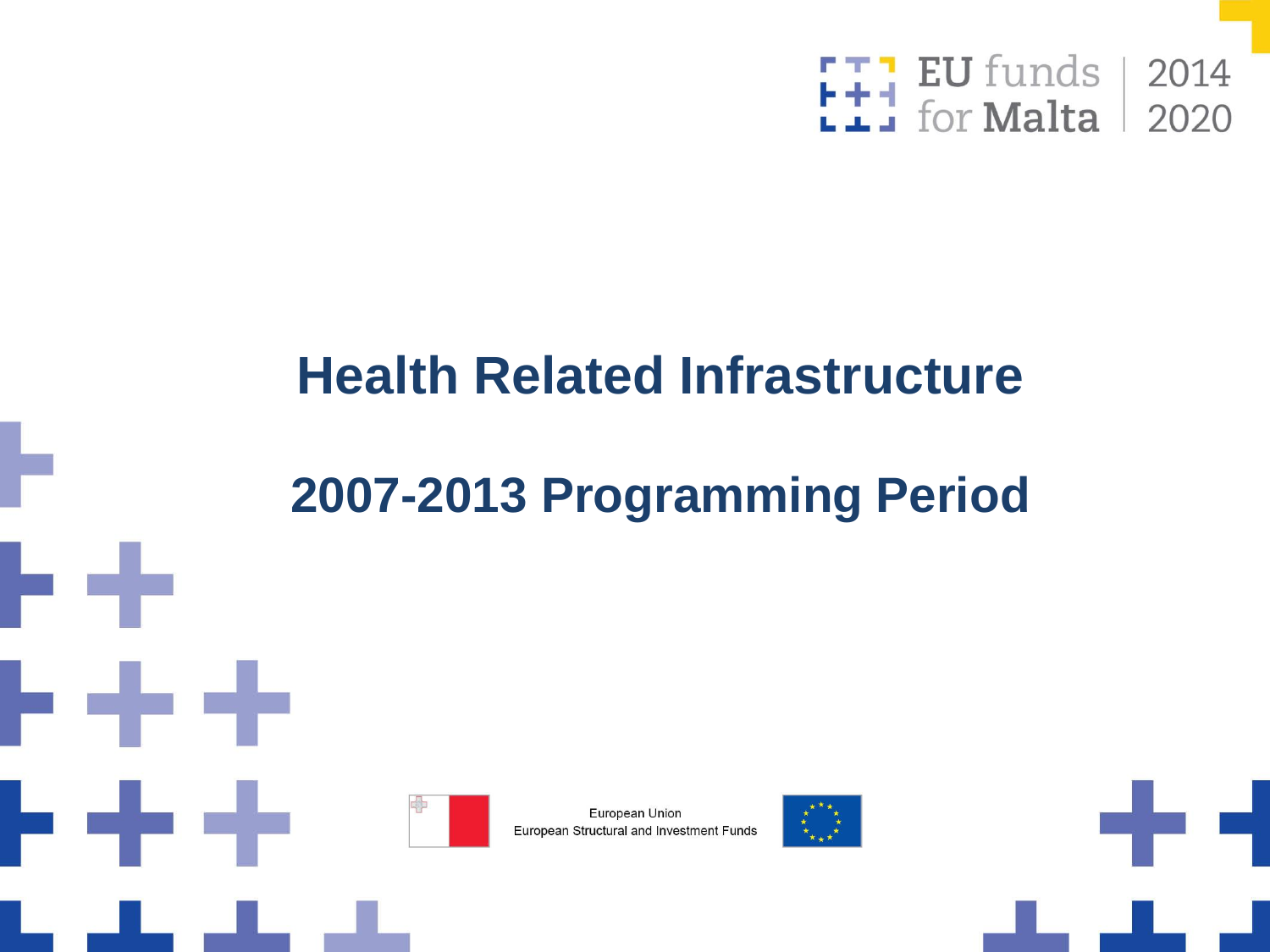EU funds for Malta | 2014 2020

# Health Related Infrastructure

## 2007-2013 Programming Period

European Union
European Structural and Investment Funds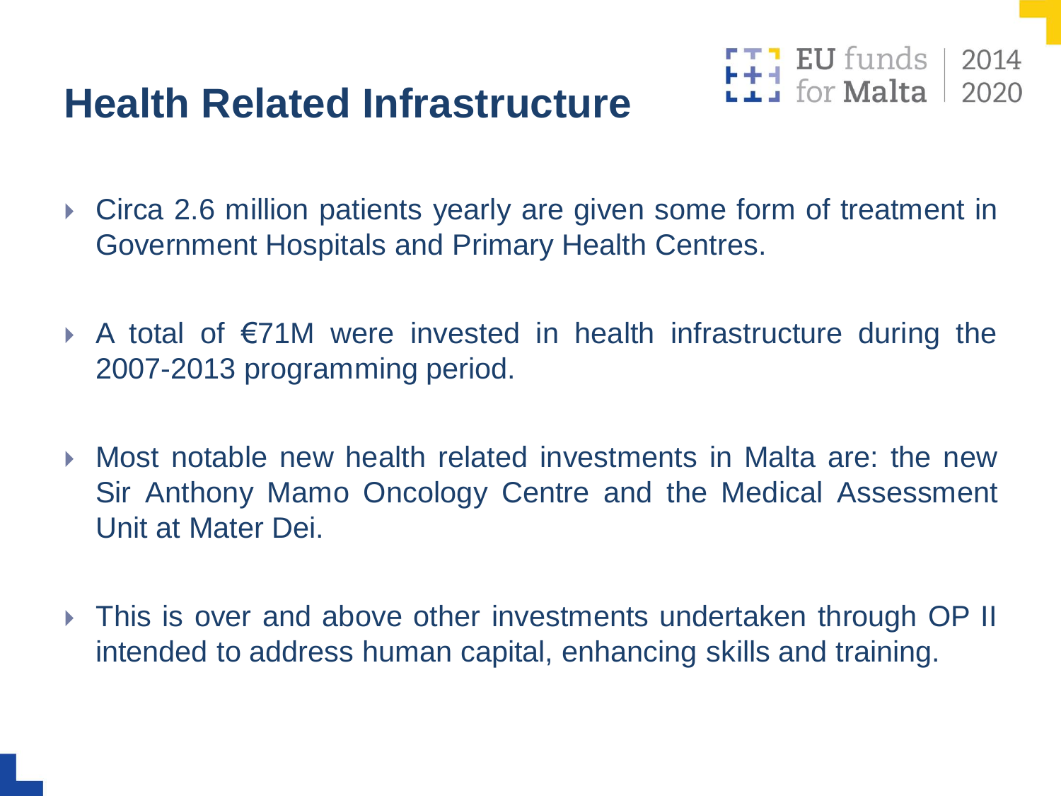# Health Related Infrastructure

- Circa 2.6 million patients yearly are given some form of treatment in Government Hospitals and Primary Health Centres.
- A total of €71M were invested in health infrastructure during the 2007-2013 programming period.
- Most notable new health related investments in Malta are: the new Sir Anthony Mamo Oncology Centre and the Medical Assessment Unit at Mater Dei.
- This is over and above other investments undertaken through OP II intended to address human capital, enhancing skills and training.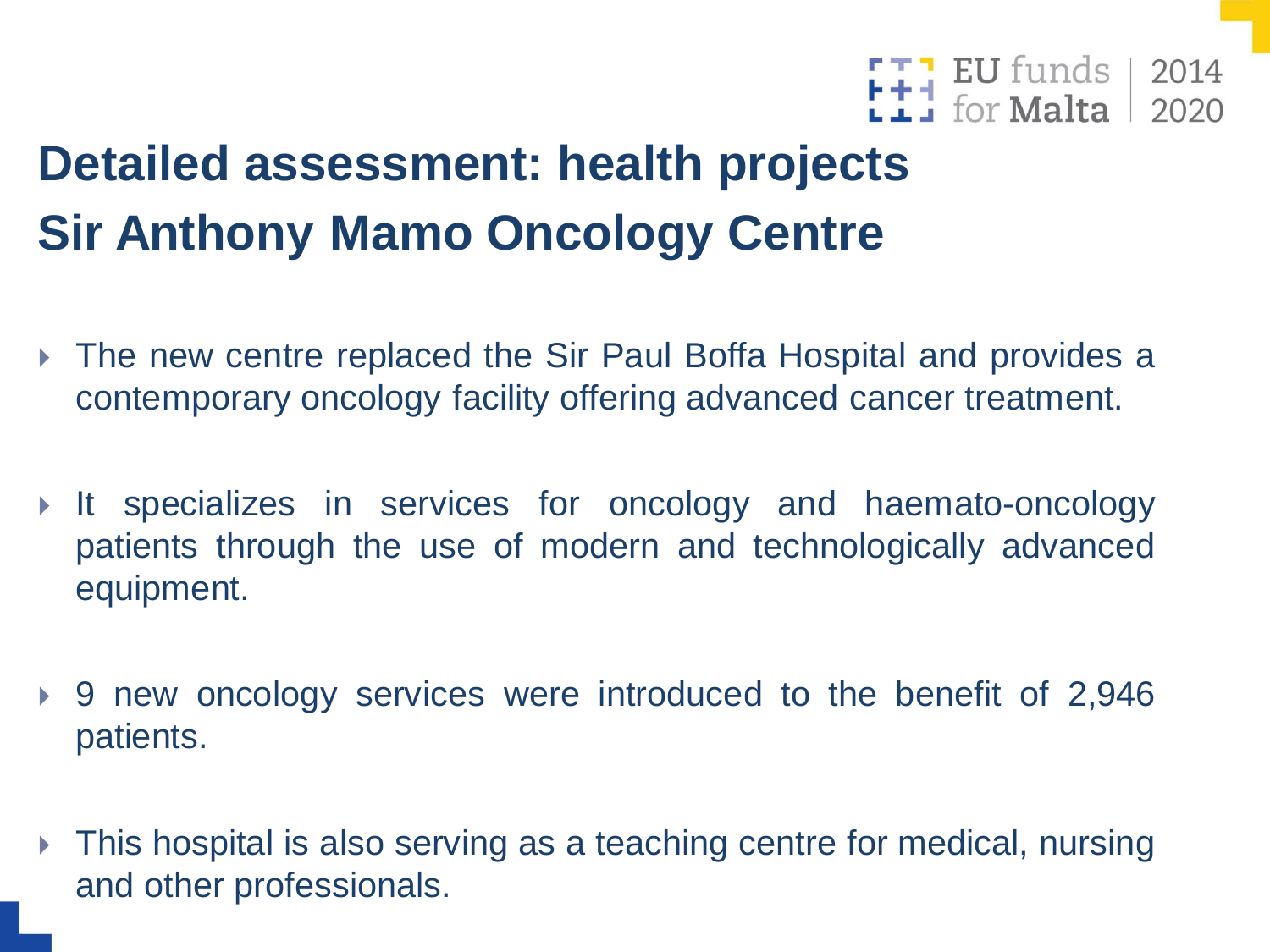# Detailed assessment: health projects
# Sir Anthony Mamo Oncology Centre

- The new centre replaced the Sir Paul Boffa Hospital and provides a contemporary oncology facility offering advanced cancer treatment.
- It specializes in services for oncology and haemato-oncology patients through the use of modern and technologically advanced equipment.
- 9 new oncology services were introduced to the benefit of 2,946 patients.
- This hospital is also serving as a teaching centre for medical, nursing and other professionals.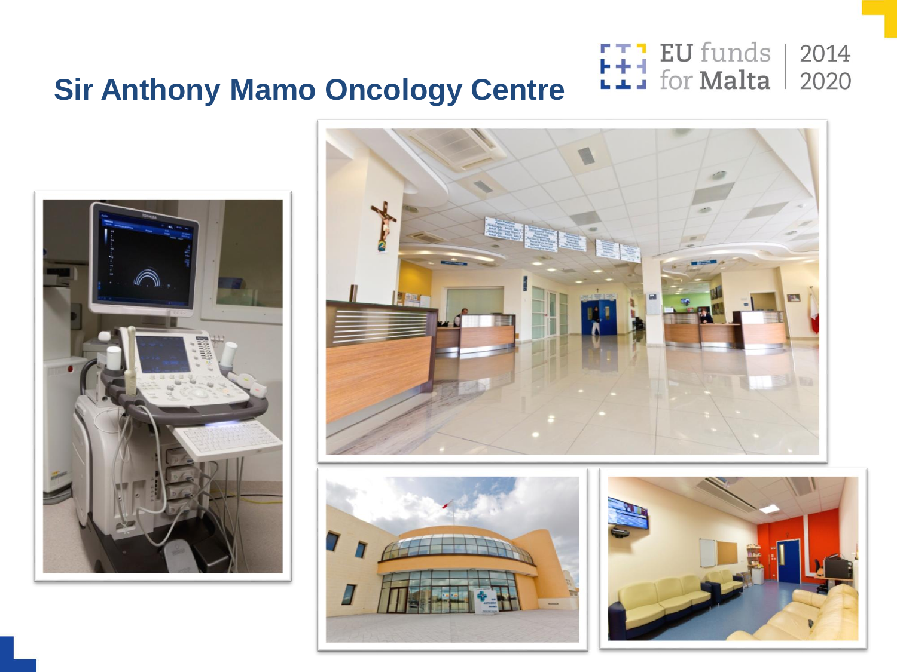# Sir Anthony Mamo Oncology Centre

EU funds for Malta 2014 2020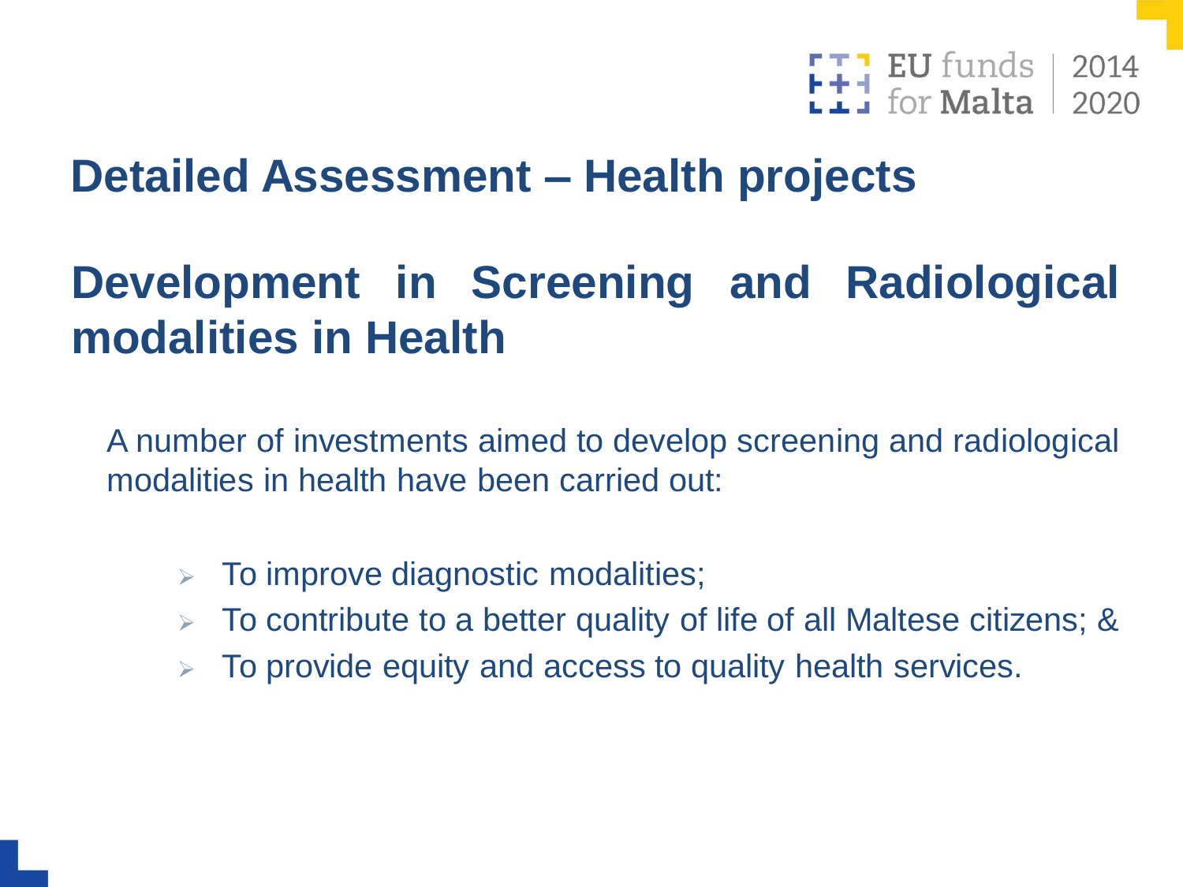# Detailed Assessment – Health projects

## Development in Screening and Radiological modalities in Health

A number of investments aimed to develop screening and radiological modalities in health have been carried out:

- To improve diagnostic modalities;
- To contribute to a better quality of life of all Maltese citizens; &
- To provide equity and access to quality health services.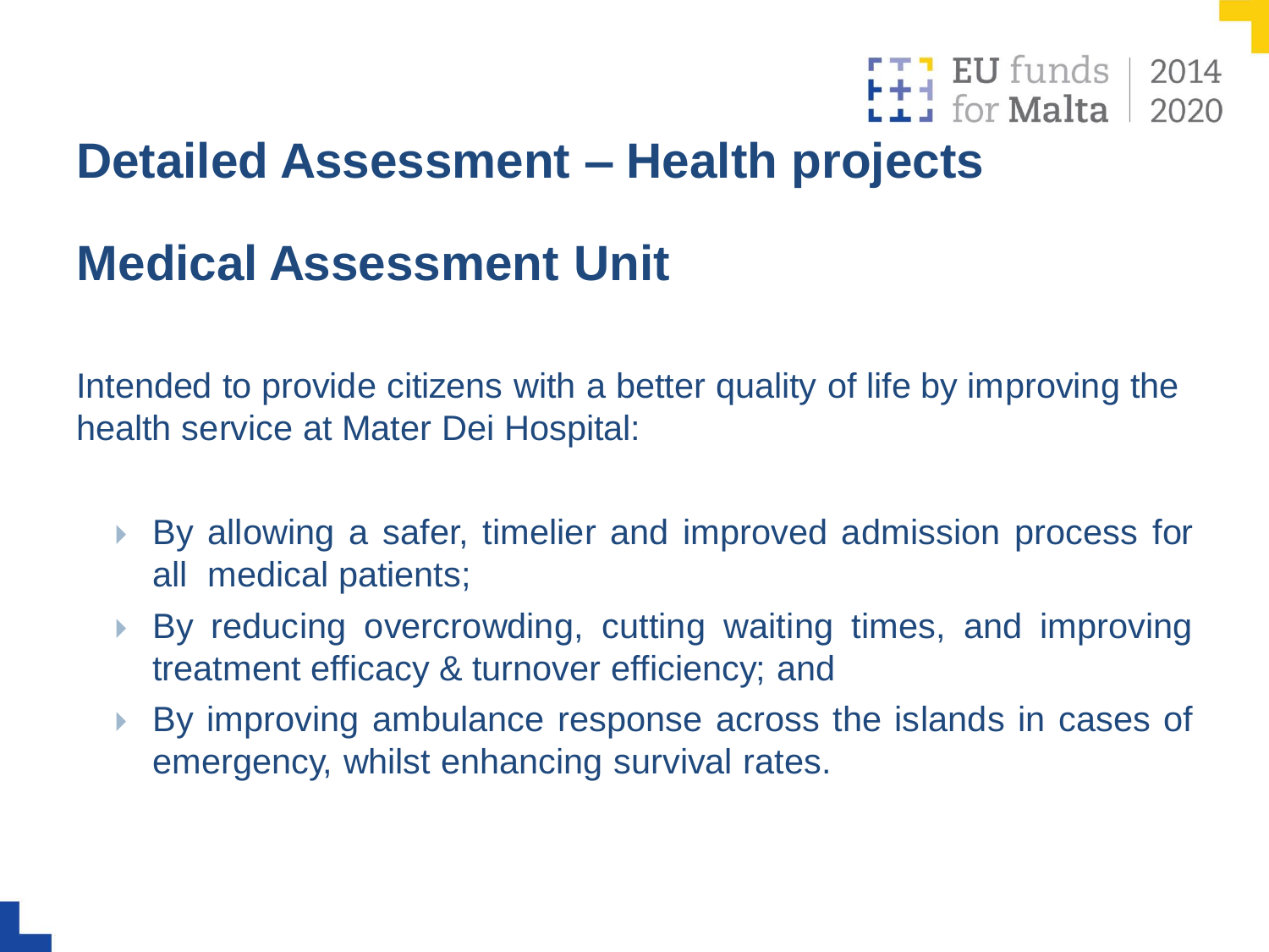# Detailed Assessment – Health projects

## Medical Assessment Unit

Intended to provide citizens with a better quality of life by improving the health service at Mater Dei Hospital:

- By allowing a safer, timelier and improved admission process for all medical patients;
- By reducing overcrowding, cutting waiting times, and improving treatment efficacy & turnover efficiency; and
- By improving ambulance response across the islands in cases of emergency, whilst enhancing survival rates.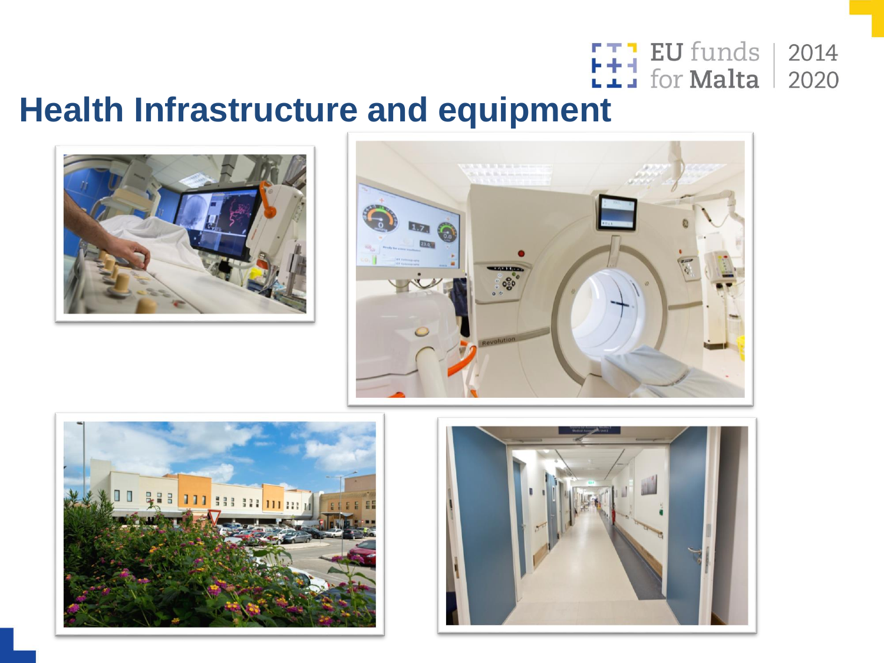# Health Infrastructure and equipment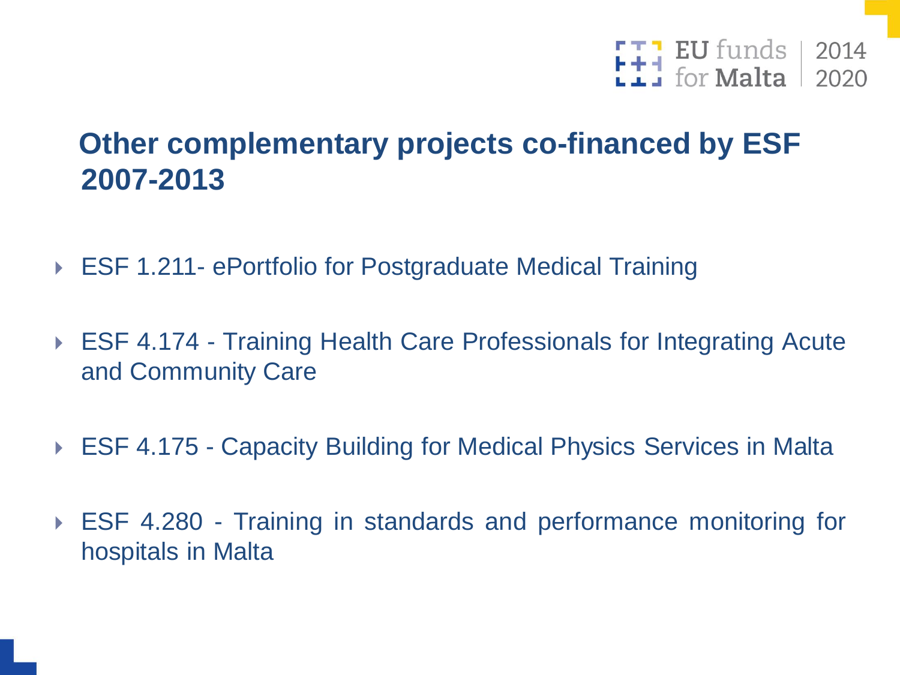## Other complementary projects co-financed by ESF 2007-2013

- ESF 1.211- ePortfolio for Postgraduate Medical Training
- ESF 4.174 - Training Health Care Professionals for Integrating Acute and Community Care
- ESF 4.175 - Capacity Building for Medical Physics Services in Malta
- ESF 4.280 - Training in standards and performance monitoring for hospitals in Malta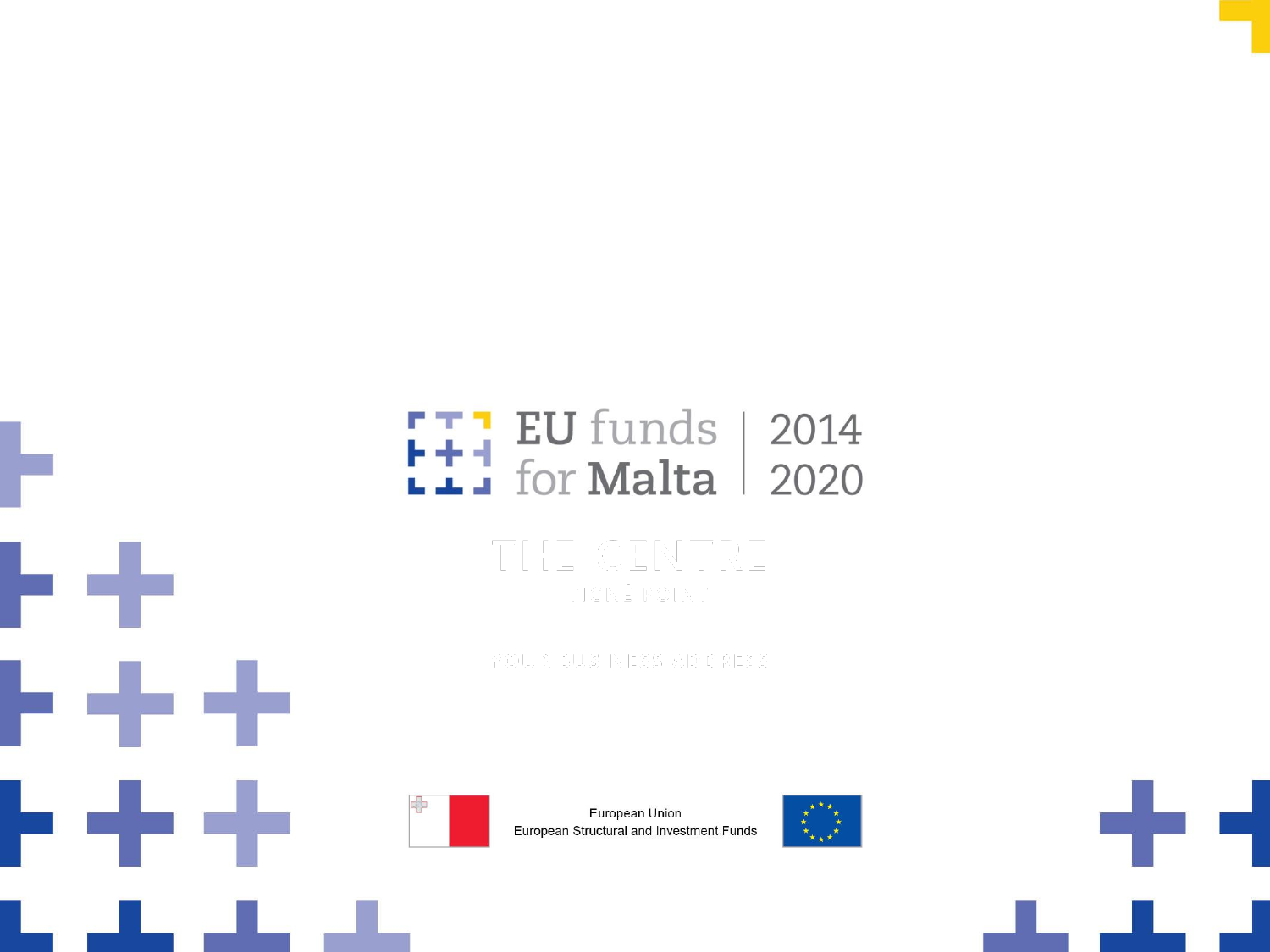EU funds for Malta | 2014 2020

THE CENTRE

HERE POINT

YOUR BUSINESS ADDRESS

European Union
European Structural and Investment Funds